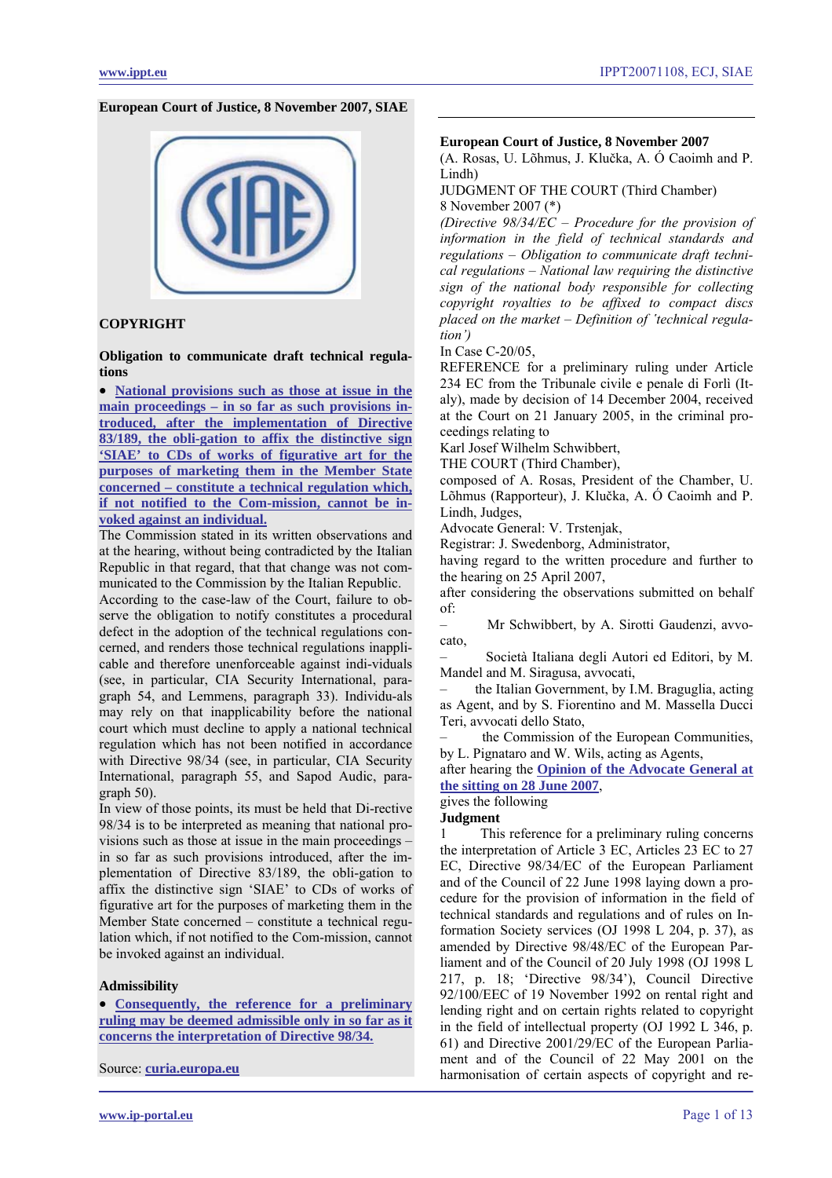**European Court of Justice, 8 November 2007, SIAE**

**COPYRIGHT**

**Obligation to communicate draft technical regulations**

- **National provisions such as those at issue in the main proceedings – in so far as such provisions introduced, after the implementation of Directive 83/189, the obli-gation to affix the distinctive sign 'SIAE' to CDs of works of figurative art for the purposes of marketing them in the Member State concerned – constitute a technical regulation which, if not notified to the Com-mission, cannot be invoked against an individual.**

The Commission stated in its written observations and at the hearing, without being contradicted by the Italian Republic in that regard, that that change was not communicated to the Commission by the Italian Republic.

According to the case-law of the Court, failure to observe the obligation to notify constitutes a procedural defect in the adoption of the technical regulations concerned, and renders those technical regulations inapplicable and therefore unenforceable against individuals (see, in particular, CIA Security International, paragraph 54, and Lemmens, paragraph 33). Individu-als may rely on that inapplicability before the national court which must decline to apply a national technical regulation which has not been notified in accordance with Directive 98/34 (see, in particular, CIA Security International, paragraph 55, and Sapod Audic, paragraph 50).

In view of those points, its must be held that Di-rective 98/34 is to be interpreted as meaning that national provisions such as those at issue in the main proceedings – in so far as such provisions introduced, after the implementation of Directive 83/189, the obli-gation to affix the distinctive sign 'SIAE' to CDs of works of figurative art for the purposes of marketing them in the Member State concerned – constitute a technical regulation which, if not notified to the Com-mission, cannot be invoked against an individual.

**Admissibility**

- **Consequently, the reference for a preliminary ruling may be deemed admissible only in so far as it concerns the interpretation of Directive 98/34.**

Source: curia.europa.eu

**European Court of Justice, 8 November 2007**

(A. Rosas, U. Lõhmus, J. Klučka, A. Ó Caoimh and P. Lindh)

JUDGMENT OF THE COURT (Third Chamber)

8 November 2007 (*)

*(Directive 98/34/EC – Procedure for the provision of information in the field of technical standards and regulations – Obligation to communicate draft technical regulations – National law requiring the distinctive sign of the national body responsible for collecting copyright royalties to be affixed to compact discs placed on the market – Definition of 'technical regulation')*

In Case C-20/05,

REFERENCE for a preliminary ruling under Article 234 EC from the Tribunale civile e penale di Forlì (Italy), made by decision of 14 December 2004, received at the Court on 21 January 2005, in the criminal proceedings relating to

Karl Josef Wilhelm Schwibbert,

THE COURT (Third Chamber),

composed of A. Rosas, President of the Chamber, U. Lõhmus (Rapporteur), J. Klučka, A. Ó Caoimh and P. Lindh, Judges,

Advocate General: V. Trstenjak,

Registrar: J. Swedenborg, Administrator,

having regard to the written procedure and further to the hearing on 25 April 2007,

after considering the observations submitted on behalf of:

– Mr Schwibbert, by A. Sirotti Gaudenzi, avvocato,

– Società Italiana degli Autori ed Editori, by M. Mandel and M. Siragusa, avvocati,

– the Italian Government, by I.M. Braguglia, acting as Agent, and by S. Fiorentino and M. Massella Ducci Teri, avvocati dello Stato,

– the Commission of the European Communities, by L. Pignataro and W. Wils, acting as Agents,

after hearing the **Opinion of the Advocate General at the sitting on 28 June 2007**,

gives the following

**Judgment**

1 This reference for a preliminary ruling concerns the interpretation of Article 3 EC, Articles 23 EC to 27 EC, Directive 98/34/EC of the European Parliament and of the Council of 22 June 1998 laying down a procedure for the provision of information in the field of technical standards and regulations and of rules on Information Society services (OJ 1998 L 204, p. 37), as amended by Directive 98/48/EC of the European Parliament and of the Council of 20 July 1998 (OJ 1998 L 217, p. 18; 'Directive 98/34'), Council Directive 92/100/EEC of 19 November 1992 on rental right and lending right and on certain rights related to copyright in the field of intellectual property (OJ 1992 L 346, p. 61) and Directive 2001/29/EC of the European Parliament and of the Council of 22 May 2001 on the harmonisation of certain aspects of copyright and re-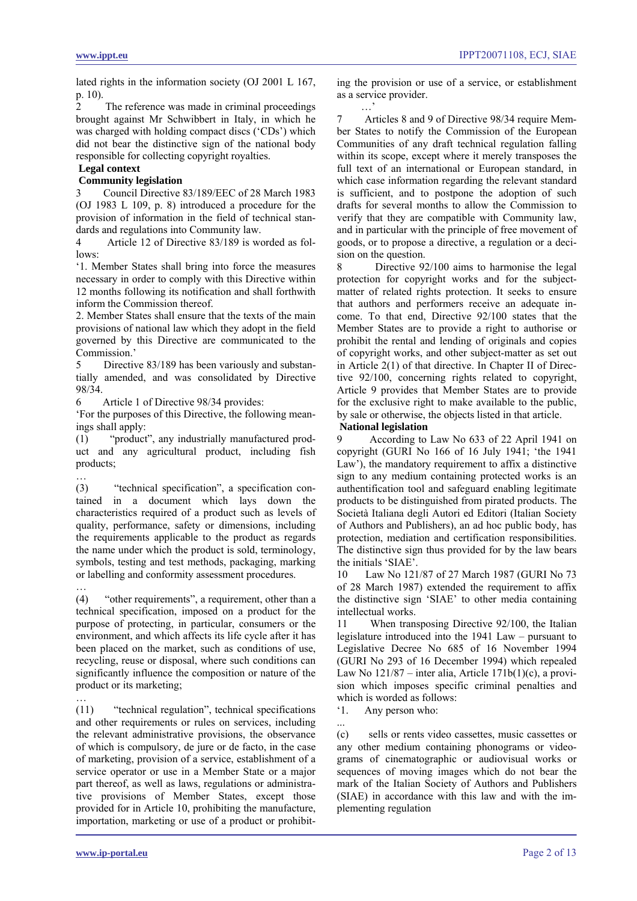lated rights in the information society (OJ 2001 L 167, p. 10).

2 The reference was made in criminal proceedings brought against Mr Schwibbert in Italy, in which he was charged with holding compact discs ('CDs') which did not bear the distinctive sign of the national body responsible for collecting copyright royalties.

**Legal context**

**Community legislation**

3 Council Directive 83/189/EEC of 28 March 1983 (OJ 1983 L 109, p. 8) introduced a procedure for the provision of information in the field of technical standards and regulations into Community law.

4 Article 12 of Directive 83/189 is worded as follows:

'1. Member States shall bring into force the measures necessary in order to comply with this Directive within 12 months following its notification and shall forthwith inform the Commission thereof.

2. Member States shall ensure that the texts of the main provisions of national law which they adopt in the field governed by this Directive are communicated to the Commission.'

5 Directive 83/189 has been variously and substantially amended, and was consolidated by Directive 98/34.

6 Article 1 of Directive 98/34 provides:

'For the purposes of this Directive, the following meanings shall apply:

(1) "product", any industrially manufactured product and any agricultural product, including fish products;

…

(3) "technical specification", a specification contained in a document which lays down the characteristics required of a product such as levels of quality, performance, safety or dimensions, including the requirements applicable to the product as regards the name under which the product is sold, terminology, symbols, testing and test methods, packaging, marking or labelling and conformity assessment procedures.

…

(4) "other requirements", a requirement, other than a technical specification, imposed on a product for the purpose of protecting, in particular, consumers or the environment, and which affects its life cycle after it has been placed on the market, such as conditions of use, recycling, reuse or disposal, where such conditions can significantly influence the composition or nature of the product or its marketing;

…

(11) "technical regulation", technical specifications and other requirements or rules on services, including the relevant administrative provisions, the observance of which is compulsory, de jure or de facto, in the case of marketing, provision of a service, establishment of a service operator or use in a Member State or a major part thereof, as well as laws, regulations or administrative provisions of Member States, except those provided for in Article 10, prohibiting the manufacture, importation, marketing or use of a product or prohibiting the provision or use of a service, or establishment as a service provider.

…'

7 Articles 8 and 9 of Directive 98/34 require Member States to notify the Commission of the European Communities of any draft technical regulation falling within its scope, except where it merely transposes the full text of an international or European standard, in which case information regarding the relevant standard is sufficient, and to postpone the adoption of such drafts for several months to allow the Commission to verify that they are compatible with Community law, and in particular with the principle of free movement of goods, or to propose a directive, a regulation or a decision on the question.

8 Directive 92/100 aims to harmonise the legal protection for copyright works and for the subject-matter of related rights protection. It seeks to ensure that authors and performers receive an adequate income. To that end, Directive 92/100 states that the Member States are to provide a right to authorise or prohibit the rental and lending of originals and copies of copyright works, and other subject-matter as set out in Article 2(1) of that directive. In Chapter II of Directive 92/100, concerning rights related to copyright, Article 9 provides that Member States are to provide for the exclusive right to make available to the public, by sale or otherwise, the objects listed in that article.

**National legislation**

9 According to Law No 633 of 22 April 1941 on copyright (GURI No 166 of 16 July 1941; 'the 1941 Law'), the mandatory requirement to affix a distinctive sign to any medium containing protected works is an authentification tool and safeguard enabling legitimate products to be distinguished from pirated products. The Società Italiana degli Autori ed Editori (Italian Society of Authors and Publishers), an ad hoc public body, has protection, mediation and certification responsibilities. The distinctive sign thus provided for by the law bears the initials 'SIAE'.

10 Law No 121/87 of 27 March 1987 (GURI No 73 of 28 March 1987) extended the requirement to affix the distinctive sign 'SIAE' to other media containing intellectual works.

11 When transposing Directive 92/100, the Italian legislature introduced into the 1941 Law – pursuant to Legislative Decree No 685 of 16 November 1994 (GURI No 293 of 16 December 1994) which repealed Law No 121/87 – inter alia, Article 171b(1)(c), a provision which imposes specific criminal penalties and which is worded as follows:

'1. Any person who:

...

(c) sells or rents video cassettes, music cassettes or any other medium containing phonograms or videograms of cinematographic or audiovisual works or sequences of moving images which do not bear the mark of the Italian Society of Authors and Publishers (SIAE) in accordance with this law and with the implementing regulation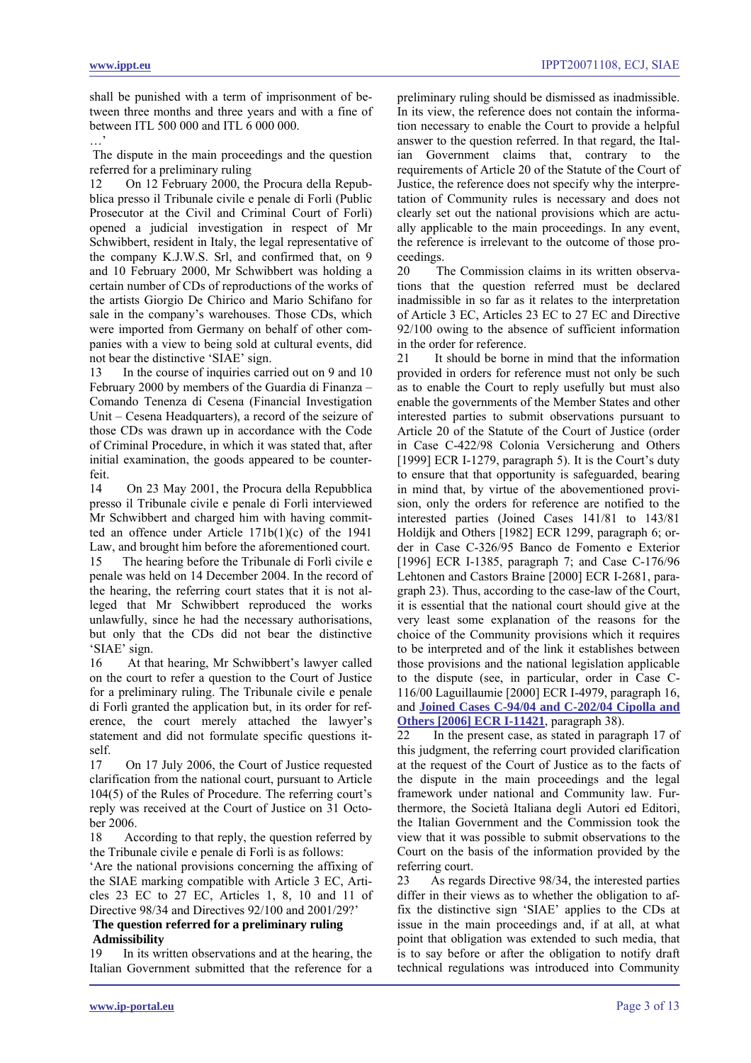shall be punished with a term of imprisonment of between three months and three years and with a fine of between ITL 500 000 and ITL 6 000 000.

…'

The dispute in the main proceedings and the question referred for a preliminary ruling

12 On 12 February 2000, the Procura della Repubblica presso il Tribunale civile e penale di Forlì (Public Prosecutor at the Civil and Criminal Court of Forlì) opened a judicial investigation in respect of Mr Schwibbert, resident in Italy, the legal representative of the company K.J.W.S. Srl, and confirmed that, on 9 and 10 February 2000, Mr Schwibbert was holding a certain number of CDs of reproductions of the works of the artists Giorgio De Chirico and Mario Schifano for sale in the company's warehouses. Those CDs, which were imported from Germany on behalf of other companies with a view to being sold at cultural events, did not bear the distinctive 'SIAE' sign.

13 In the course of inquiries carried out on 9 and 10 February 2000 by members of the Guardia di Finanza – Comando Tenenza di Cesena (Financial Investigation Unit – Cesena Headquarters), a record of the seizure of those CDs was drawn up in accordance with the Code of Criminal Procedure, in which it was stated that, after initial examination, the goods appeared to be counterfeit.

14 On 23 May 2001, the Procura della Repubblica presso il Tribunale civile e penale di Forlì interviewed Mr Schwibbert and charged him with having committed an offence under Article 171b(1)(c) of the 1941 Law, and brought him before the aforementioned court.

15 The hearing before the Tribunale di Forlì civile e penale was held on 14 December 2004. In the record of the hearing, the referring court states that it is not alleged that Mr Schwibbert reproduced the works unlawfully, since he had the necessary authorisations, but only that the CDs did not bear the distinctive 'SIAE' sign.

16 At that hearing, Mr Schwibbert's lawyer called on the court to refer a question to the Court of Justice for a preliminary ruling. The Tribunale civile e penale di Forlì granted the application but, in its order for reference, the court merely attached the lawyer's statement and did not formulate specific questions itself.

17 On 17 July 2006, the Court of Justice requested clarification from the national court, pursuant to Article 104(5) of the Rules of Procedure. The referring court's reply was received at the Court of Justice on 31 October 2006.

18 According to that reply, the question referred by the Tribunale civile e penale di Forlì is as follows:

'Are the national provisions concerning the affixing of the SIAE marking compatible with Article 3 EC, Articles 23 EC to 27 EC, Articles 1, 8, 10 and 11 of Directive 98/34 and Directives 92/100 and 2001/29?'

**The question referred for a preliminary ruling**

**Admissibility**

19 In its written observations and at the hearing, the Italian Government submitted that the reference for a preliminary ruling should be dismissed as inadmissible. In its view, the reference does not contain the information necessary to enable the Court to provide a helpful answer to the question referred. In that regard, the Italian Government claims that, contrary to the requirements of Article 20 of the Statute of the Court of Justice, the reference does not specify why the interpretation of Community rules is necessary and does not clearly set out the national provisions which are actually applicable to the main proceedings. In any event, the reference is irrelevant to the outcome of those proceedings.

20 The Commission claims in its written observations that the question referred must be declared inadmissible in so far as it relates to the interpretation of Article 3 EC, Articles 23 EC to 27 EC and Directive 92/100 owing to the absence of sufficient information in the order for reference.

21 It should be borne in mind that the information provided in orders for reference must not only be such as to enable the Court to reply usefully but must also enable the governments of the Member States and other interested parties to submit observations pursuant to Article 20 of the Statute of the Court of Justice (order in Case C-422/98 Colonia Versicherung and Others [1999] ECR I-1279, paragraph 5). It is the Court's duty to ensure that that opportunity is safeguarded, bearing in mind that, by virtue of the abovementioned provision, only the orders for reference are notified to the interested parties (Joined Cases 141/81 to 143/81 Holdijk and Others [1982] ECR 1299, paragraph 6; order in Case C-326/95 Banco de Fomento e Exterior [1996] ECR I-1385, paragraph 7; and Case C-176/96 Lehtonen and Castors Braine [2000] ECR I-2681, paragraph 23). Thus, according to the case-law of the Court, it is essential that the national court should give at the very least some explanation of the reasons for the choice of the Community provisions which it requires to be interpreted and of the link it establishes between those provisions and the national legislation applicable to the dispute (see, in particular, order in Case C-116/00 Laguillaumie [2000] ECR I-4979, paragraph 16, and **Joined Cases C-94/04 and C-202/04 Cipolla and Others [2006] ECR I-11421**, paragraph 38).

22 In the present case, as stated in paragraph 17 of this judgment, the referring court provided clarification at the request of the Court of Justice as to the facts of the dispute in the main proceedings and the legal framework under national and Community law. Furthermore, the Società Italiana degli Autori ed Editori, the Italian Government and the Commission took the view that it was possible to submit observations to the Court on the basis of the information provided by the referring court.

23 As regards Directive 98/34, the interested parties differ in their views as to whether the obligation to affix the distinctive sign 'SIAE' applies to the CDs at issue in the main proceedings and, if at all, at what point that obligation was extended to such media, that is to say before or after the obligation to notify draft technical regulations was introduced into Community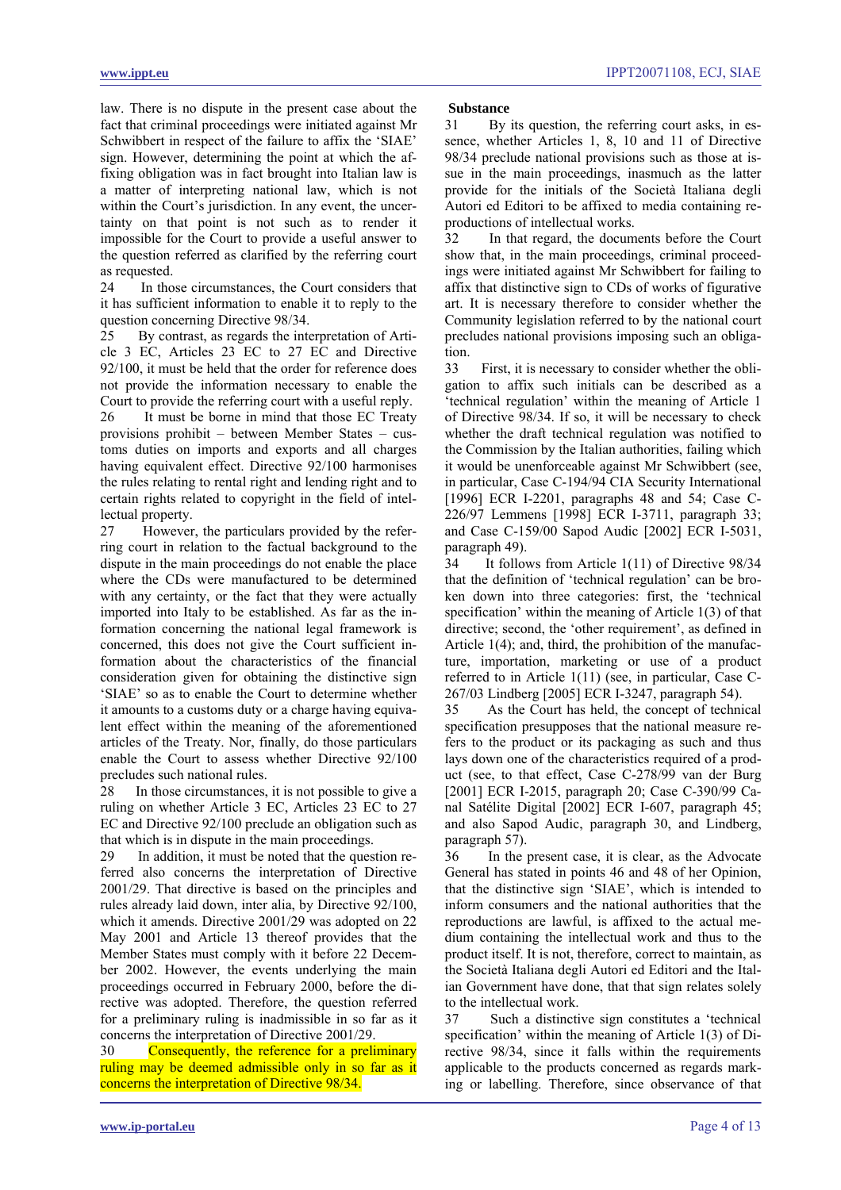law. There is no dispute in the present case about the fact that criminal proceedings were initiated against Mr Schwibbert in respect of the failure to affix the 'SIAE' sign. However, determining the point at which the affixing obligation was in fact brought into Italian law is a matter of interpreting national law, which is not within the Court's jurisdiction. In any event, the uncertainty on that point is not such as to render it impossible for the Court to provide a useful answer to the question referred as clarified by the referring court as requested.

24 In those circumstances, the Court considers that it has sufficient information to enable it to reply to the question concerning Directive 98/34.

25 By contrast, as regards the interpretation of Article 3 EC, Articles 23 EC to 27 EC and Directive 92/100, it must be held that the order for reference does not provide the information necessary to enable the Court to provide the referring court with a useful reply.

26 It must be borne in mind that those EC Treaty provisions prohibit – between Member States – customs duties on imports and exports and all charges having equivalent effect. Directive 92/100 harmonises the rules relating to rental right and lending right and to certain rights related to copyright in the field of intellectual property.

27 However, the particulars provided by the referring court in relation to the factual background to the dispute in the main proceedings do not enable the place where the CDs were manufactured to be determined with any certainty, or the fact that they were actually imported into Italy to be established. As far as the information concerning the national legal framework is concerned, this does not give the Court sufficient information about the characteristics of the financial consideration given for obtaining the distinctive sign 'SIAE' so as to enable the Court to determine whether it amounts to a customs duty or a charge having equivalent effect within the meaning of the aforementioned articles of the Treaty. Nor, finally, do those particulars enable the Court to assess whether Directive 92/100 precludes such national rules.

28 In those circumstances, it is not possible to give a ruling on whether Article 3 EC, Articles 23 EC to 27 EC and Directive 92/100 preclude an obligation such as that which is in dispute in the main proceedings.

29 In addition, it must be noted that the question referred also concerns the interpretation of Directive 2001/29. That directive is based on the principles and rules already laid down, inter alia, by Directive 92/100, which it amends. Directive 2001/29 was adopted on 22 May 2001 and Article 13 thereof provides that the Member States must comply with it before 22 December 2002. However, the events underlying the main proceedings occurred in February 2000, before the directive was adopted. Therefore, the question referred for a preliminary ruling is inadmissible in so far as it concerns the interpretation of Directive 2001/29.

30 Consequently, the reference for a preliminary ruling may be deemed admissible only in so far as it concerns the interpretation of Directive 98/34.

**Substance**

31 By its question, the referring court asks, in essence, whether Articles 1, 8, 10 and 11 of Directive 98/34 preclude national provisions such as those at issue in the main proceedings, inasmuch as the latter provide for the initials of the Società Italiana degli Autori ed Editori to be affixed to media containing reproductions of intellectual works.

32 In that regard, the documents before the Court show that, in the main proceedings, criminal proceedings were initiated against Mr Schwibbert for failing to affix that distinctive sign to CDs of works of figurative art. It is necessary therefore to consider whether the Community legislation referred to by the national court precludes national provisions imposing such an obligation.

33 First, it is necessary to consider whether the obligation to affix such initials can be described as a 'technical regulation' within the meaning of Article 1 of Directive 98/34. If so, it will be necessary to check whether the draft technical regulation was notified to the Commission by the Italian authorities, failing which it would be unenforceable against Mr Schwibbert (see, in particular, Case C-194/94 CIA Security International [1996] ECR I-2201, paragraphs 48 and 54; Case C-226/97 Lemmens [1998] ECR I-3711, paragraph 33; and Case C-159/00 Sapod Audic [2002] ECR I-5031, paragraph 49).

34 It follows from Article 1(11) of Directive 98/34 that the definition of 'technical regulation' can be broken down into three categories: first, the 'technical specification' within the meaning of Article 1(3) of that directive; second, the 'other requirement', as defined in Article 1(4); and, third, the prohibition of the manufacture, importation, marketing or use of a product referred to in Article 1(11) (see, in particular, Case C-267/03 Lindberg [2005] ECR I-3247, paragraph 54).

35 As the Court has held, the concept of technical specification presupposes that the national measure refers to the product or its packaging as such and thus lays down one of the characteristics required of a product (see, to that effect, Case C-278/99 van der Burg [2001] ECR I-2015, paragraph 20; Case C-390/99 Canal Satélite Digital [2002] ECR I-607, paragraph 45; and also Sapod Audic, paragraph 30, and Lindberg, paragraph 57).

36 In the present case, it is clear, as the Advocate General has stated in points 46 and 48 of her Opinion, that the distinctive sign 'SIAE', which is intended to inform consumers and the national authorities that the reproductions are lawful, is affixed to the actual medium containing the intellectual work and thus to the product itself. It is not, therefore, correct to maintain, as the Società Italiana degli Autori ed Editori and the Italian Government have done, that that sign relates solely to the intellectual work.

37 Such a distinctive sign constitutes a 'technical specification' within the meaning of Article 1(3) of Directive 98/34, since it falls within the requirements applicable to the products concerned as regards marking or labelling. Therefore, since observance of that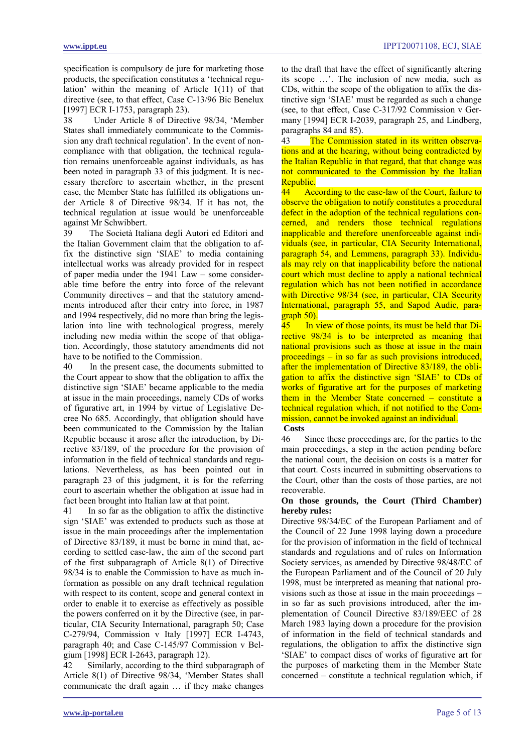specification is compulsory de jure for marketing those products, the specification constitutes a 'technical regulation' within the meaning of Article 1(11) of that directive (see, to that effect, Case C-13/96 Bic Benelux [1997] ECR I-1753, paragraph 23).

38 Under Article 8 of Directive 98/34, 'Member States shall immediately communicate to the Commission any draft technical regulation'. In the event of non-compliance with that obligation, the technical regulation remains unenforceable against individuals, as has been noted in paragraph 33 of this judgment. It is necessary therefore to ascertain whether, in the present case, the Member State has fulfilled its obligations under Article 8 of Directive 98/34. If it has not, the technical regulation at issue would be unenforceable against Mr Schwibbert.

39 The Società Italiana degli Autori ed Editori and the Italian Government claim that the obligation to affix the distinctive sign 'SIAE' to media containing intellectual works was already provided for in respect of paper media under the 1941 Law – some considerable time before the entry into force of the relevant Community directives – and that the statutory amendments introduced after their entry into force, in 1987 and 1994 respectively, did no more than bring the legislation into line with technological progress, merely including new media within the scope of that obligation. Accordingly, those statutory amendments did not have to be notified to the Commission.

40 In the present case, the documents submitted to the Court appear to show that the obligation to affix the distinctive sign 'SIAE' became applicable to the media at issue in the main proceedings, namely CDs of works of figurative art, in 1994 by virtue of Legislative Decree No 685. Accordingly, that obligation should have been communicated to the Commission by the Italian Republic because it arose after the introduction, by Directive 83/189, of the procedure for the provision of information in the field of technical standards and regulations. Nevertheless, as has been pointed out in paragraph 23 of this judgment, it is for the referring court to ascertain whether the obligation at issue had in fact been brought into Italian law at that point.

41 In so far as the obligation to affix the distinctive sign 'SIAE' was extended to products such as those at issue in the main proceedings after the implementation of Directive 83/189, it must be borne in mind that, according to settled case-law, the aim of the second part of the first subparagraph of Article 8(1) of Directive 98/34 is to enable the Commission to have as much information as possible on any draft technical regulation with respect to its content, scope and general context in order to enable it to exercise as effectively as possible the powers conferred on it by the Directive (see, in particular, CIA Security International, paragraph 50; Case C-279/94, Commission v Italy [1997] ECR I-4743, paragraph 40; and Case C-145/97 Commission v Belgium [1998] ECR I-2643, paragraph 12).

42 Similarly, according to the third subparagraph of Article 8(1) of Directive 98/34, 'Member States shall communicate the draft again … if they make changes to the draft that have the effect of significantly altering its scope …'. The inclusion of new media, such as CDs, within the scope of the obligation to affix the distinctive sign 'SIAE' must be regarded as such a change (see, to that effect, Case C-317/92 Commission v Germany [1994] ECR I-2039, paragraph 25, and Lindberg, paragraphs 84 and 85).

43 The Commission stated in its written observations and at the hearing, without being contradicted by the Italian Republic in that regard, that that change was not communicated to the Commission by the Italian Republic.

44 According to the case-law of the Court, failure to observe the obligation to notify constitutes a procedural defect in the adoption of the technical regulations concerned, and renders those technical regulations inapplicable and therefore unenforceable against individuals (see, in particular, CIA Security International, paragraph 54, and Lemmens, paragraph 33). Individuals may rely on that inapplicability before the national court which must decline to apply a national technical regulation which has not been notified in accordance with Directive 98/34 (see, in particular, CIA Security International, paragraph 55, and Sapod Audic, paragraph 50).

45 In view of those points, its must be held that Directive 98/34 is to be interpreted as meaning that national provisions such as those at issue in the main proceedings – in so far as such provisions introduced, after the implementation of Directive 83/189, the obligation to affix the distinctive sign 'SIAE' to CDs of works of figurative art for the purposes of marketing them in the Member State concerned – constitute a technical regulation which, if not notified to the Commission, cannot be invoked against an individual.

**Costs**

46 Since these proceedings are, for the parties to the main proceedings, a step in the action pending before the national court, the decision on costs is a matter for that court. Costs incurred in submitting observations to the Court, other than the costs of those parties, are not recoverable.

**On those grounds, the Court (Third Chamber) hereby rules:**

Directive 98/34/EC of the European Parliament and of the Council of 22 June 1998 laying down a procedure for the provision of information in the field of technical standards and regulations and of rules on Information Society services, as amended by Directive 98/48/EC of the European Parliament and of the Council of 20 July 1998, must be interpreted as meaning that national provisions such as those at issue in the main proceedings – in so far as such provisions introduced, after the implementation of Council Directive 83/189/EEC of 28 March 1983 laying down a procedure for the provision of information in the field of technical standards and regulations, the obligation to affix the distinctive sign 'SIAE' to compact discs of works of figurative art for the purposes of marketing them in the Member State concerned – constitute a technical regulation which, if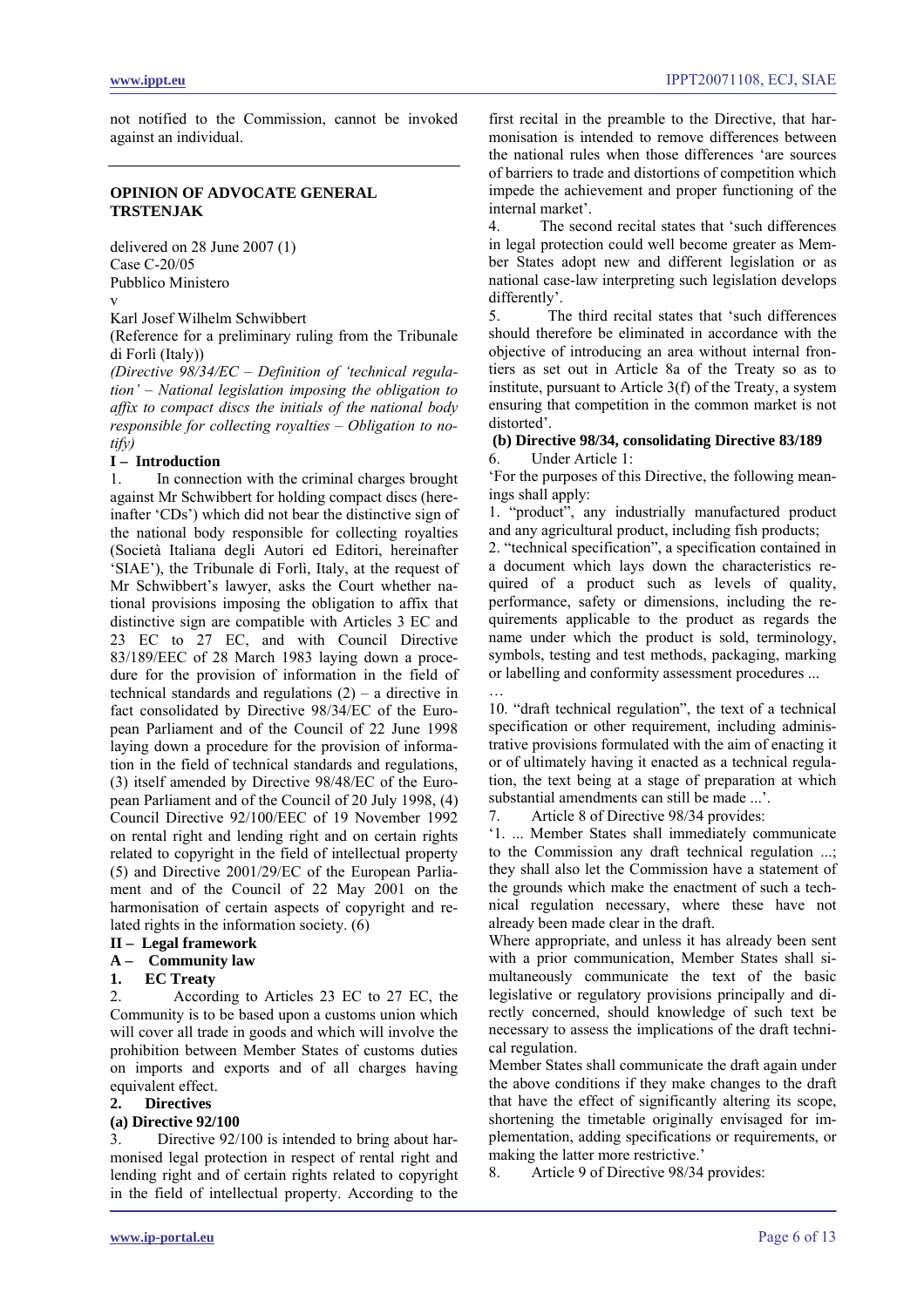not notified to the Commission, cannot be invoked against an individual.

---

**OPINION OF ADVOCATE GENERAL TRSTENJAK**

delivered on 28 June 2007 (1)
Case C-20/05
Pubblico Ministero
v
Karl Josef Wilhelm Schwibbert
(Reference for a preliminary ruling from the Tribunale di Forlì (Italy))
*(Directive 98/34/EC – Definition of 'technical regulation' – National legislation imposing the obligation to affix to compact discs the initials of the national body responsible for collecting royalties – Obligation to notify)*

## I – Introduction

1. In connection with the criminal charges brought against Mr Schwibbert for holding compact discs (hereinafter 'CDs') which did not bear the distinctive sign of the national body responsible for collecting royalties (Società Italiana degli Autori ed Editori, hereinafter 'SIAE'), the Tribunale di Forlì, Italy, at the request of Mr Schwibbert's lawyer, asks the Court whether national provisions imposing the obligation to affix that distinctive sign are compatible with Articles 3 EC and 23 EC to 27 EC, and with Council Directive 83/189/EEC of 28 March 1983 laying down a procedure for the provision of information in the field of technical standards and regulations (2) – a directive in fact consolidated by Directive 98/34/EC of the European Parliament and of the Council of 22 June 1998 laying down a procedure for the provision of information in the field of technical standards and regulations, (3) itself amended by Directive 98/48/EC of the European Parliament and of the Council of 20 July 1998, (4) Council Directive 92/100/EEC of 19 November 1992 on rental right and lending right and on certain rights related to copyright in the field of intellectual property (5) and Directive 2001/29/EC of the European Parliament and of the Council of 22 May 2001 on the harmonisation of certain aspects of copyright and related rights in the information society. (6)

## II – Legal framework

### A – Community law

#### 1. EC Treaty

2. According to Articles 23 EC to 27 EC, the Community is to be based upon a customs union which will cover all trade in goods and which will involve the prohibition between Member States of customs duties on imports and exports and of all charges having equivalent effect.

#### 2. Directives

**(a) Directive 92/100**

3. Directive 92/100 is intended to bring about harmonised legal protection in respect of rental right and lending right and of certain rights related to copyright in the field of intellectual property. According to the first recital in the preamble to the Directive, that harmonisation is intended to remove differences between the national rules when those differences 'are sources of barriers to trade and distortions of competition which impede the achievement and proper functioning of the internal market'.

4. The second recital states that 'such differences in legal protection could well become greater as Member States adopt new and different legislation or as national case-law interpreting such legislation develops differently'.

5. The third recital states that 'such differences should therefore be eliminated in accordance with the objective of introducing an area without internal frontiers as set out in Article 8a of the Treaty so as to institute, pursuant to Article 3(f) of the Treaty, a system ensuring that competition in the common market is not distorted'.

**(b) Directive 98/34, consolidating Directive 83/189**

6. Under Article 1:

'For the purposes of this Directive, the following meanings shall apply:

1. "product", any industrially manufactured product and any agricultural product, including fish products;

2. "technical specification", a specification contained in a document which lays down the characteristics required of a product such as levels of quality, performance, safety or dimensions, including the requirements applicable to the product as regards the name under which the product is sold, terminology, symbols, testing and test methods, packaging, marking or labelling and conformity assessment procedures ...

…

10. "draft technical regulation", the text of a technical specification or other requirement, including administrative provisions formulated with the aim of enacting it or of ultimately having it enacted as a technical regulation, the text being at a stage of preparation at which substantial amendments can still be made ...'.

7. Article 8 of Directive 98/34 provides:

'1. ... Member States shall immediately communicate to the Commission any draft technical regulation ...; they shall also let the Commission have a statement of the grounds which make the enactment of such a technical regulation necessary, where these have not already been made clear in the draft.

Where appropriate, and unless it has already been sent with a prior communication, Member States shall simultaneously communicate the text of the basic legislative or regulatory provisions principally and directly concerned, should knowledge of such text be necessary to assess the implications of the draft technical regulation.

Member States shall communicate the draft again under the above conditions if they make changes to the draft that have the effect of significantly altering its scope, shortening the timetable originally envisaged for implementation, adding specifications or requirements, or making the latter more restrictive.'

8. Article 9 of Directive 98/34 provides: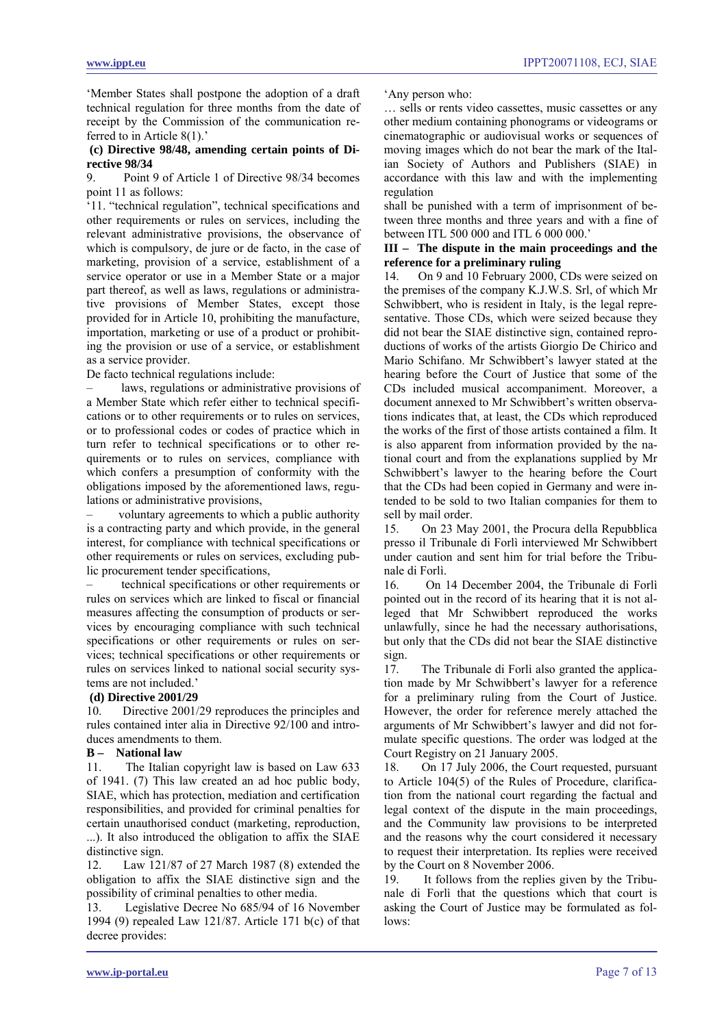'Member States shall postpone the adoption of a draft technical regulation for three months from the date of receipt by the Commission of the communication referred to in Article 8(1).'

**(c) Directive 98/48, amending certain points of Directive 98/34**

9. Point 9 of Article 1 of Directive 98/34 becomes point 11 as follows:

'11. "technical regulation", technical specifications and other requirements or rules on services, including the relevant administrative provisions, the observance of which is compulsory, de jure or de facto, in the case of marketing, provision of a service, establishment of a service operator or use in a Member State or a major part thereof, as well as laws, regulations or administrative provisions of Member States, except those provided for in Article 10, prohibiting the manufacture, importation, marketing or use of a product or prohibiting the provision or use of a service, or establishment as a service provider.

De facto technical regulations include:

– laws, regulations or administrative provisions of a Member State which refer either to technical specifications or to other requirements or to rules on services, or to professional codes or codes of practice which in turn refer to technical specifications or to other requirements or to rules on services, compliance with which confers a presumption of conformity with the obligations imposed by the aforementioned laws, regulations or administrative provisions,

– voluntary agreements to which a public authority is a contracting party and which provide, in the general interest, for compliance with technical specifications or other requirements or rules on services, excluding public procurement tender specifications,

– technical specifications or other requirements or rules on services which are linked to fiscal or financial measures affecting the consumption of products or services by encouraging compliance with such technical specifications or other requirements or rules on services; technical specifications or other requirements or rules on services linked to national social security systems are not included.'

**(d) Directive 2001/29**

10. Directive 2001/29 reproduces the principles and rules contained inter alia in Directive 92/100 and introduces amendments to them.

**B – National law**

11. The Italian copyright law is based on Law 633 of 1941. (7) This law created an ad hoc public body, SIAE, which has protection, mediation and certification responsibilities, and provided for criminal penalties for certain unauthorised conduct (marketing, reproduction, ...). It also introduced the obligation to affix the SIAE distinctive sign.

12. Law 121/87 of 27 March 1987 (8) extended the obligation to affix the SIAE distinctive sign and the possibility of criminal penalties to other media.

13. Legislative Decree No 685/94 of 16 November 1994 (9) repealed Law 121/87. Article 171 b(c) of that decree provides:

'Any person who:

… sells or rents video cassettes, music cassettes or any other medium containing phonograms or videograms or cinematographic or audiovisual works or sequences of moving images which do not bear the mark of the Italian Society of Authors and Publishers (SIAE) in accordance with this law and with the implementing regulation

shall be punished with a term of imprisonment of between three months and three years and with a fine of between ITL 500 000 and ITL 6 000 000.'

**III – The dispute in the main proceedings and the reference for a preliminary ruling**

14. On 9 and 10 February 2000, CDs were seized on the premises of the company K.J.W.S. Srl, of which Mr Schwibbert, who is resident in Italy, is the legal representative. Those CDs, which were seized because they did not bear the SIAE distinctive sign, contained reproductions of works of the artists Giorgio De Chirico and Mario Schifano. Mr Schwibbert's lawyer stated at the hearing before the Court of Justice that some of the CDs included musical accompaniment. Moreover, a document annexed to Mr Schwibbert's written observations indicates that, at least, the CDs which reproduced the works of the first of those artists contained a film. It is also apparent from information provided by the national court and from the explanations supplied by Mr Schwibbert's lawyer to the hearing before the Court that the CDs had been copied in Germany and were intended to be sold to two Italian companies for them to sell by mail order.

15. On 23 May 2001, the Procura della Repubblica presso il Tribunale di Forlì interviewed Mr Schwibbert under caution and sent him for trial before the Tribunale di Forlì.

16. On 14 December 2004, the Tribunale di Forlì pointed out in the record of its hearing that it was not alleged that Mr Schwibbert reproduced the works unlawfully, since he had the necessary authorisations, but only that the CDs did not bear the SIAE distinctive sign.

17. The Tribunale di Forlì also granted the application made by Mr Schwibbert's lawyer for a reference for a preliminary ruling from the Court of Justice. However, the order for reference merely attached the arguments of Mr Schwibbert's lawyer and did not formulate specific questions. The order was lodged at the Court Registry on 21 January 2005.

18. On 17 July 2006, the Court requested, pursuant to Article 104(5) of the Rules of Procedure, clarification from the national court regarding the factual and legal context of the dispute in the main proceedings, and the Community law provisions to be interpreted and the reasons why the court considered it necessary to request their interpretation. Its replies were received by the Court on 8 November 2006.

19. It follows from the replies given by the Tribunale di Forlì that the questions which that court is asking the Court of Justice may be formulated as follows: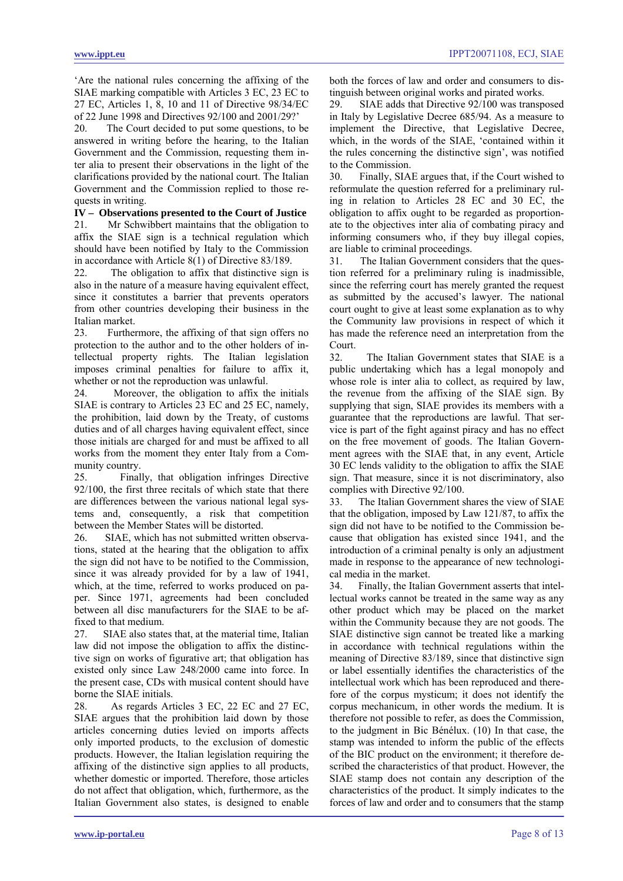'Are the national rules concerning the affixing of the SIAE marking compatible with Articles 3 EC, 23 EC to 27 EC, Articles 1, 8, 10 and 11 of Directive 98/34/EC of 22 June 1998 and Directives 92/100 and 2001/29?'

20. The Court decided to put some questions, to be answered in writing before the hearing, to the Italian Government and the Commission, requesting them inter alia to present their observations in the light of the clarifications provided by the national court. The Italian Government and the Commission replied to those requests in writing.

**IV – Observations presented to the Court of Justice**

21. Mr Schwibbert maintains that the obligation to affix the SIAE sign is a technical regulation which should have been notified by Italy to the Commission in accordance with Article 8(1) of Directive 83/189.

22. The obligation to affix that distinctive sign is also in the nature of a measure having equivalent effect, since it constitutes a barrier that prevents operators from other countries developing their business in the Italian market.

23. Furthermore, the affixing of that sign offers no protection to the author and to the other holders of intellectual property rights. The Italian legislation imposes criminal penalties for failure to affix it, whether or not the reproduction was unlawful.

24. Moreover, the obligation to affix the initials SIAE is contrary to Articles 23 EC and 25 EC, namely, the prohibition, laid down by the Treaty, of customs duties and of all charges having equivalent effect, since those initials are charged for and must be affixed to all works from the moment they enter Italy from a Community country.

25. Finally, that obligation infringes Directive 92/100, the first three recitals of which state that there are differences between the various national legal systems and, consequently, a risk that competition between the Member States will be distorted.

26. SIAE, which has not submitted written observations, stated at the hearing that the obligation to affix the sign did not have to be notified to the Commission, since it was already provided for by a law of 1941, which, at the time, referred to works produced on paper. Since 1971, agreements had been concluded between all disc manufacturers for the SIAE to be affixed to that medium.

27. SIAE also states that, at the material time, Italian law did not impose the obligation to affix the distinctive sign on works of figurative art; that obligation has existed only since Law 248/2000 came into force. In the present case, CDs with musical content should have borne the SIAE initials.

28. As regards Articles 3 EC, 22 EC and 27 EC, SIAE argues that the prohibition laid down by those articles concerning duties levied on imports affects only imported products, to the exclusion of domestic products. However, the Italian legislation requiring the affixing of the distinctive sign applies to all products, whether domestic or imported. Therefore, those articles do not affect that obligation, which, furthermore, as the Italian Government also states, is designed to enable both the forces of law and order and consumers to distinguish between original works and pirated works.

29. SIAE adds that Directive 92/100 was transposed in Italy by Legislative Decree 685/94. As a measure to implement the Directive, that Legislative Decree, which, in the words of the SIAE, 'contained within it the rules concerning the distinctive sign', was notified to the Commission.

30. Finally, SIAE argues that, if the Court wished to reformulate the question referred for a preliminary ruling in relation to Articles 28 EC and 30 EC, the obligation to affix ought to be regarded as proportionate to the objectives inter alia of combating piracy and informing consumers who, if they buy illegal copies, are liable to criminal proceedings.

31. The Italian Government considers that the question referred for a preliminary ruling is inadmissible, since the referring court has merely granted the request as submitted by the accused's lawyer. The national court ought to give at least some explanation as to why the Community law provisions in respect of which it has made the reference need an interpretation from the Court.

32. The Italian Government states that SIAE is a public undertaking which has a legal monopoly and whose role is inter alia to collect, as required by law, the revenue from the affixing of the SIAE sign. By supplying that sign, SIAE provides its members with a guarantee that the reproductions are lawful. That service is part of the fight against piracy and has no effect on the free movement of goods. The Italian Government agrees with the SIAE that, in any event, Article 30 EC lends validity to the obligation to affix the SIAE sign. That measure, since it is not discriminatory, also complies with Directive 92/100.

33. The Italian Government shares the view of SIAE that the obligation, imposed by Law 121/87, to affix the sign did not have to be notified to the Commission because that obligation has existed since 1941, and the introduction of a criminal penalty is only an adjustment made in response to the appearance of new technological media in the market.

34. Finally, the Italian Government asserts that intellectual works cannot be treated in the same way as any other product which may be placed on the market within the Community because they are not goods. The SIAE distinctive sign cannot be treated like a marking in accordance with technical regulations within the meaning of Directive 83/189, since that distinctive sign or label essentially identifies the characteristics of the intellectual work which has been reproduced and therefore of the corpus mysticum; it does not identify the corpus mechanicum, in other words the medium. It is therefore not possible to refer, as does the Commission, to the judgment in Bic Bénélux. (10) In that case, the stamp was intended to inform the public of the effects of the BIC product on the environment; it therefore described the characteristics of that product. However, the SIAE stamp does not contain any description of the characteristics of the product. It simply indicates to the forces of law and order and to consumers that the stamp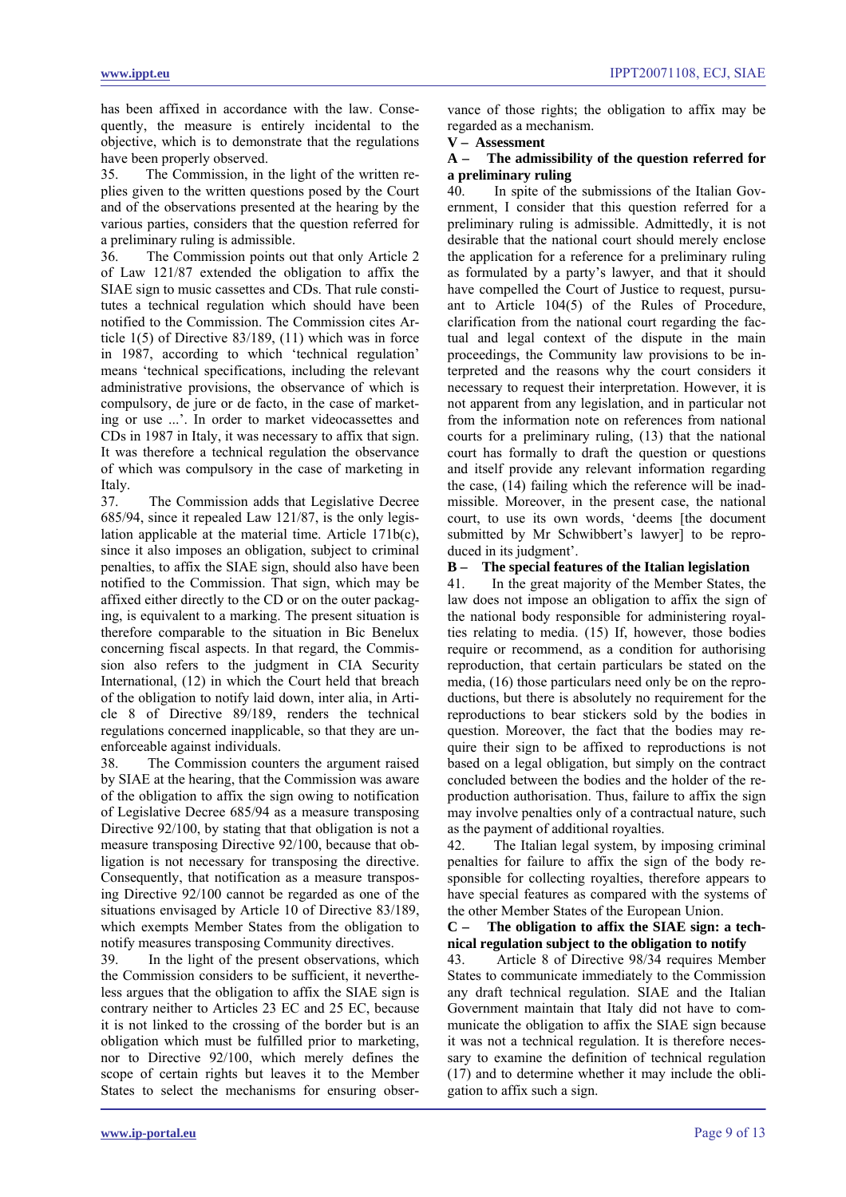has been affixed in accordance with the law. Consequently, the measure is entirely incidental to the objective, which is to demonstrate that the regulations have been properly observed.

35. The Commission, in the light of the written replies given to the written questions posed by the Court and of the observations presented at the hearing by the various parties, considers that the question referred for a preliminary ruling is admissible.

36. The Commission points out that only Article 2 of Law 121/87 extended the obligation to affix the SIAE sign to music cassettes and CDs. That rule constitutes a technical regulation which should have been notified to the Commission. The Commission cites Article 1(5) of Directive 83/189, (11) which was in force in 1987, according to which 'technical regulation' means 'technical specifications, including the relevant administrative provisions, the observance of which is compulsory, de jure or de facto, in the case of marketing or use ...'. In order to market videocassettes and CDs in 1987 in Italy, it was necessary to affix that sign. It was therefore a technical regulation the observance of which was compulsory in the case of marketing in Italy.

37. The Commission adds that Legislative Decree 685/94, since it repealed Law 121/87, is the only legislation applicable at the material time. Article 171b(c), since it also imposes an obligation, subject to criminal penalties, to affix the SIAE sign, should also have been notified to the Commission. That sign, which may be affixed either directly to the CD or on the outer packaging, is equivalent to a marking. The present situation is therefore comparable to the situation in Bic Benelux concerning fiscal aspects. In that regard, the Commission also refers to the judgment in CIA Security International, (12) in which the Court held that breach of the obligation to notify laid down, inter alia, in Article 8 of Directive 89/189, renders the technical regulations concerned inapplicable, so that they are unenforceable against individuals.

38. The Commission counters the argument raised by SIAE at the hearing, that the Commission was aware of the obligation to affix the sign owing to notification of Legislative Decree 685/94 as a measure transposing Directive 92/100, by stating that that obligation is not a measure transposing Directive 92/100, because that obligation is not necessary for transposing the directive. Consequently, that notification as a measure transposing Directive 92/100 cannot be regarded as one of the situations envisaged by Article 10 of Directive 83/189, which exempts Member States from the obligation to notify measures transposing Community directives.

39. In the light of the present observations, which the Commission considers to be sufficient, it nevertheless argues that the obligation to affix the SIAE sign is contrary neither to Articles 23 EC and 25 EC, because it is not linked to the crossing of the border but is an obligation which must be fulfilled prior to marketing, nor to Directive 92/100, which merely defines the scope of certain rights but leaves it to the Member States to select the mechanisms for ensuring observance of those rights; the obligation to affix may be regarded as a mechanism.

## V – Assessment

### A – The admissibility of the question referred for a preliminary ruling

40. In spite of the submissions of the Italian Government, I consider that this question referred for a preliminary ruling is admissible. Admittedly, it is not desirable that the national court should merely enclose the application for a reference for a preliminary ruling as formulated by a party's lawyer, and that it should have compelled the Court of Justice to request, pursuant to Article 104(5) of the Rules of Procedure, clarification from the national court regarding the factual and legal context of the dispute in the main proceedings, the Community law provisions to be interpreted and the reasons why the court considers it necessary to request their interpretation. However, it is not apparent from any legislation, and in particular not from the information note on references from national courts for a preliminary ruling, (13) that the national court has formally to draft the question or questions and itself provide any relevant information regarding the case, (14) failing which the reference will be inadmissible. Moreover, in the present case, the national court, to use its own words, 'deems [the document submitted by Mr Schwibbert's lawyer] to be reproduced in its judgment'.

### B – The special features of the Italian legislation

41. In the great majority of the Member States, the law does not impose an obligation to affix the sign of the national body responsible for administering royalties relating to media. (15) If, however, those bodies require or recommend, as a condition for authorising reproduction, that certain particulars be stated on the media, (16) those particulars need only be on the reproductions, but there is absolutely no requirement for the reproductions to bear stickers sold by the bodies in question. Moreover, the fact that the bodies may require their sign to be affixed to reproductions is not based on a legal obligation, but simply on the contract concluded between the bodies and the holder of the reproduction authorisation. Thus, failure to affix the sign may involve penalties only of a contractual nature, such as the payment of additional royalties.

42. The Italian legal system, by imposing criminal penalties for failure to affix the sign of the body responsible for collecting royalties, therefore appears to have special features as compared with the systems of the other Member States of the European Union.

### C – The obligation to affix the SIAE sign: a technical regulation subject to the obligation to notify

43. Article 8 of Directive 98/34 requires Member States to communicate immediately to the Commission any draft technical regulation. SIAE and the Italian Government maintain that Italy did not have to communicate the obligation to affix the SIAE sign because it was not a technical regulation. It is therefore necessary to examine the definition of technical regulation (17) and to determine whether it may include the obligation to affix such a sign.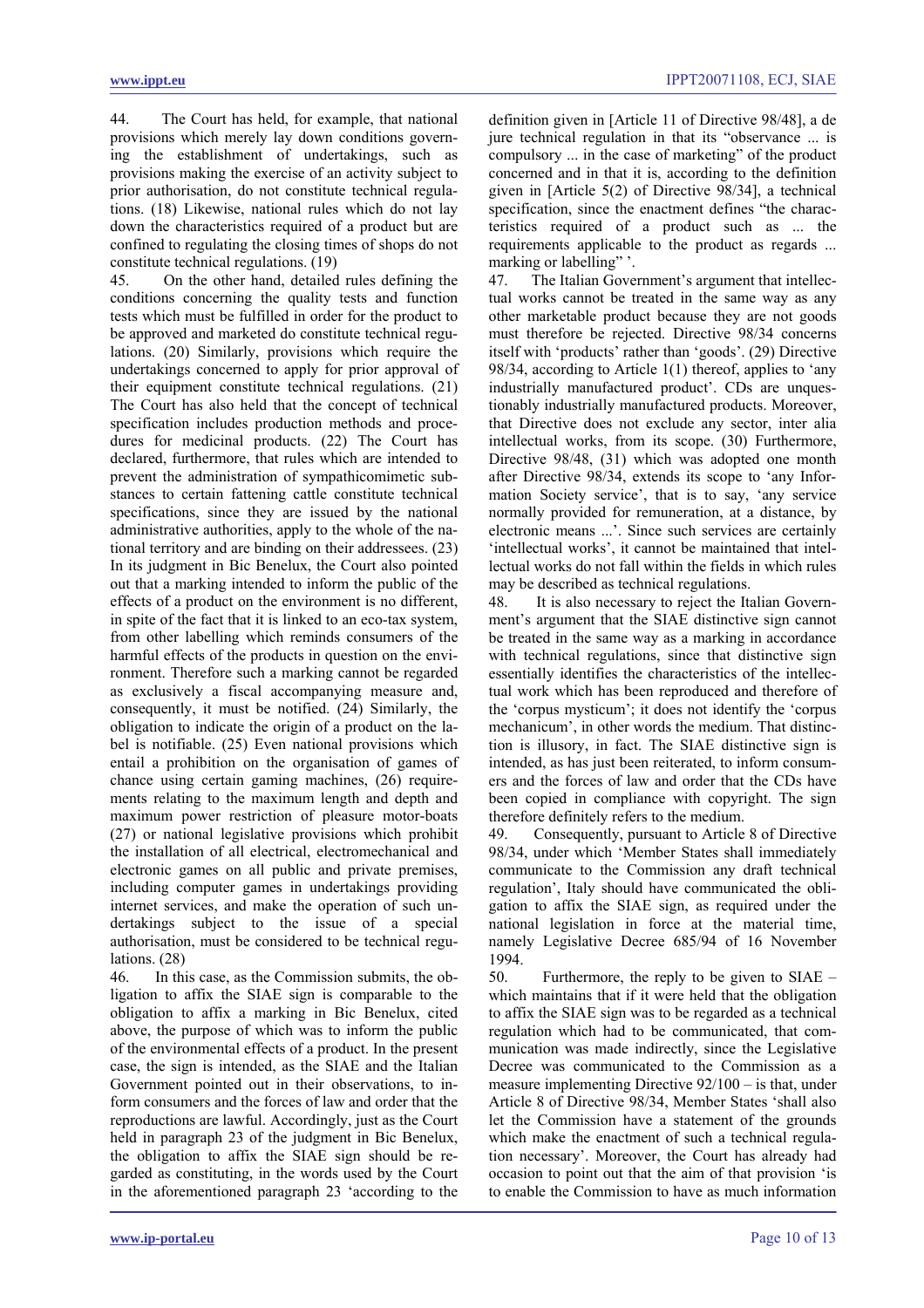44. The Court has held, for example, that national provisions which merely lay down conditions governing the establishment of undertakings, such as provisions making the exercise of an activity subject to prior authorisation, do not constitute technical regulations. (18) Likewise, national rules which do not lay down the characteristics of a product but are confined to regulating the closing times of shops do not constitute technical regulations. (19)

45. On the other hand, detailed rules defining the conditions concerning the quality tests and function tests which must be fulfilled in order for the product to be approved and marketed do constitute technical regulations. (20) Similarly, provisions which require the undertakings concerned to apply for prior approval of their equipment constitute technical regulations. (21) The Court has also held that the concept of technical specification includes production methods and procedures for medicinal products. (22) The Court has declared, furthermore, that rules which are intended to prevent the administration of sympathicomimetic substances to certain fattening cattle constitute technical specifications, since they are issued by the national administrative authorities, apply to the whole of the national territory and are binding on their addressees. (23) In its judgment in Bic Benelux, the Court also pointed out that a marking intended to inform the public of the effects of a product on the environment is no different, in spite of the fact that it is linked to an eco-tax system, from other labelling which reminds consumers of the harmful effects of the products in question on the environment. Therefore such a marking cannot be regarded as exclusively a fiscal accompanying measure and, consequently, it must be notified. (24) Similarly, the obligation to indicate the origin of a product on the label is notifiable. (25) Even national provisions which entail a prohibition on the organisation of games of chance using certain gaming machines, (26) requirements relating to the maximum length and depth and maximum power restriction of pleasure motor-boats (27) or national legislative provisions which prohibit the installation of all electrical, electromechanical and electronic games on all public and private premises, including computer games in undertakings providing internet services, and make the operation of such undertakings subject to the issue of a special authorisation, must be considered to be technical regulations. (28)

46. In this case, as the Commission submits, the obligation to affix the SIAE sign is comparable to the obligation to affix a marking in Bic Benelux, cited above, the purpose of which was to inform the public of the environmental effects of a product. In the present case, the sign is intended, as the SIAE and the Italian Government pointed out in their observations, to inform consumers and the forces of law and order that the reproductions are lawful. Accordingly, just as the Court held in paragraph 23 of the judgment in Bic Benelux, the obligation to affix the SIAE sign should be regarded as constituting, in the words used by the Court in the aforementioned paragraph 23 'according to the definition given in [Article 11 of Directive 98/48], a de jure technical regulation in that its "observance ... is compulsory ... in the case of marketing" of the product concerned and in that it is, according to the definition given in [Article 5(2) of Directive 98/34], a technical specification, since the enactment defines "the characteristics required of a product such as ... the requirements applicable to the product as regards ... marking or labelling" '.

47. The Italian Government's argument that intellectual works cannot be treated in the same way as any other marketable product because they are not goods must therefore be rejected. Directive 98/34 concerns itself with 'products' rather than 'goods'. (29) Directive 98/34, according to Article 1(1) thereof, applies to 'any industrially manufactured product'. CDs are unquestionably industrially manufactured products. Moreover, that Directive does not exclude any sector, inter alia intellectual works, from its scope. (30) Furthermore, Directive 98/48, (31) which was adopted one month after Directive 98/34, extends its scope to 'any Information Society service', that is to say, 'any service normally provided for remuneration, at a distance, by electronic means ...'. Since such services are certainly 'intellectual works', it cannot be maintained that intellectual works do not fall within the fields in which rules may be described as technical regulations.

48. It is also necessary to reject the Italian Government's argument that the SIAE distinctive sign cannot be treated in the same way as a marking in accordance with technical regulations, since that distinctive sign essentially identifies the characteristics of the intellectual work which has been reproduced and therefore of the 'corpus mysticum'; it does not identify the 'corpus mechanicum', in other words the medium. That distinction is illusory, in fact. The SIAE distinctive sign is intended, as has just been reiterated, to inform consumers and the forces of law and order that the CDs have been copied in compliance with copyright. The sign therefore definitely refers to the medium.

49. Consequently, pursuant to Article 8 of Directive 98/34, under which 'Member States shall immediately communicate to the Commission any draft technical regulation', Italy should have communicated the obligation to affix the SIAE sign, as required under the national legislation in force at the material time, namely Legislative Decree 685/94 of 16 November 1994.

50. Furthermore, the reply to be given to SIAE – which maintains that if it were held that the obligation to affix the SIAE sign was to be regarded as a technical regulation which had to be communicated, that communication was made indirectly, since the Legislative Decree was communicated to the Commission as a measure implementing Directive 92/100 – is that, under Article 8 of Directive 98/34, Member States 'shall also let the Commission have a statement of the grounds which make the enactment of such a technical regulation necessary'. Moreover, the Court has already had occasion to point out that the aim of that provision 'is to enable the Commission to have as much information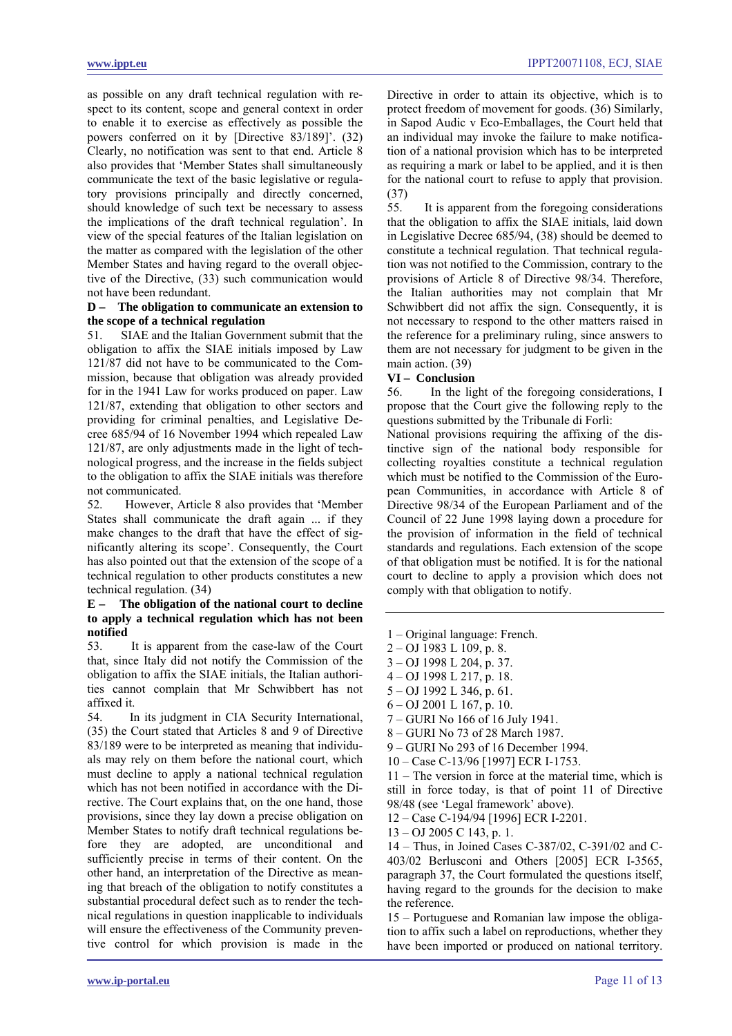as possible on any draft technical regulation with respect to its content, scope and general context in order to enable it to exercise as effectively as possible the powers conferred on it by [Directive 83/189]'. (32) Clearly, no notification was sent to that end. Article 8 also provides that 'Member States shall simultaneously communicate the text of the basic legislative or regulatory provisions principally and directly concerned, should knowledge of such text be necessary to assess the implications of the draft technical regulation'. In view of the special features of the Italian legislation on the matter as compared with the legislation of the other Member States and having regard to the overall objective of the Directive, (33) such communication would not have been redundant.

**D – The obligation to communicate an extension to the scope of a technical regulation**

51. SIAE and the Italian Government submit that the obligation to affix the SIAE initials imposed by Law 121/87 did not have to be communicated to the Commission, because that obligation was already provided for in the 1941 Law for works produced on paper. Law 121/87, extending that obligation to other sectors and providing for criminal penalties, and Legislative Decree 685/94 of 16 November 1994 which repealed Law 121/87, are only adjustments made in the light of technological progress, and the increase in the fields subject to the obligation to affix the SIAE initials was therefore not communicated.

52. However, Article 8 also provides that 'Member States shall communicate the draft again ... if they make changes to the draft that have the effect of significantly altering its scope'. Consequently, the Court has also pointed out that the extension of the scope of a technical regulation to other products constitutes a new technical regulation. (34)

**E – The obligation of the national court to decline to apply a technical regulation which has not been notified**

53. It is apparent from the case-law of the Court that, since Italy did not notify the Commission of the obligation to affix the SIAE initials, the Italian authorities cannot complain that Mr Schwibbert has not affixed it.

54. In its judgment in CIA Security International, (35) the Court stated that Articles 8 and 9 of Directive 83/189 were to be interpreted as meaning that individuals may rely on them before the national court, which must decline to apply a national technical regulation which has not been notified in accordance with the Directive. The Court explains that, on the one hand, those provisions, since they lay down a precise obligation on Member States to notify draft technical regulations before they are adopted, are unconditional and sufficiently precise in terms of their content. On the other hand, an interpretation of the Directive as meaning that breach of the obligation to notify constitutes a substantial procedural defect such as to render the technical regulations in question inapplicable to individuals will ensure the effectiveness of the Community preventive control for which provision is made in the Directive in order to attain its objective, which is to protect freedom of movement for goods. (36) Similarly, in Sapod Audic v Eco-Emballages, the Court held that an individual may invoke the failure to make notification of a national provision which has to be interpreted as requiring a mark or label to be applied, and it is then for the national court to refuse to apply that provision. (37)

55. It is apparent from the foregoing considerations that the obligation to affix the SIAE initials, laid down in Legislative Decree 685/94, (38) should be deemed to constitute a technical regulation. That technical regulation was not notified to the Commission, contrary to the provisions of Article 8 of Directive 98/34. Therefore, the Italian authorities may not complain that Mr Schwibbert did not affix the sign. Consequently, it is not necessary to respond to the other matters raised in the reference for a preliminary ruling, since answers to them are not necessary for judgment to be given in the main action. (39)

**VI – Conclusion**

56. In the light of the foregoing considerations, I propose that the Court give the following reply to the questions submitted by the Tribunale di Forlì:

National provisions requiring the affixing of the distinctive sign of the national body responsible for collecting royalties constitute a technical regulation which must be notified to the Commission of the European Communities, in accordance with Article 8 of Directive 98/34 of the European Parliament and of the Council of 22 June 1998 laying down a procedure for the provision of information in the field of technical standards and regulations. Each extension of the scope of that obligation must be notified. It is for the national court to decline to apply a provision which does not comply with that obligation to notify.

---

1 – Original language: French.

2 – OJ 1983 L 109, p. 8.

3 – OJ 1998 L 204, p. 37.

4 – OJ 1998 L 217, p. 18.

5 – OJ 1992 L 346, p. 61.

6 – OJ 2001 L 167, p. 10.

7 – GURI No 166 of 16 July 1941.

8 – GURI No 73 of 28 March 1987.

9 – GURI No 293 of 16 December 1994.

10 – Case C-13/96 [1997] ECR I-1753.

11 – The version in force at the material time, which is still in force today, is that of point 11 of Directive 98/48 (see 'Legal framework' above).

12 – Case C-194/94 [1996] ECR I-2201.

13 – OJ 2005 C 143, p. 1.

14 – Thus, in Joined Cases C-387/02, C-391/02 and C-403/02 Berlusconi and Others [2005] ECR I-3565, paragraph 37, the Court formulated the questions itself, having regard to the grounds for the decision to make the reference.

15 – Portuguese and Romanian law impose the obligation to affix such a label on reproductions, whether they have been imported or produced on national territory.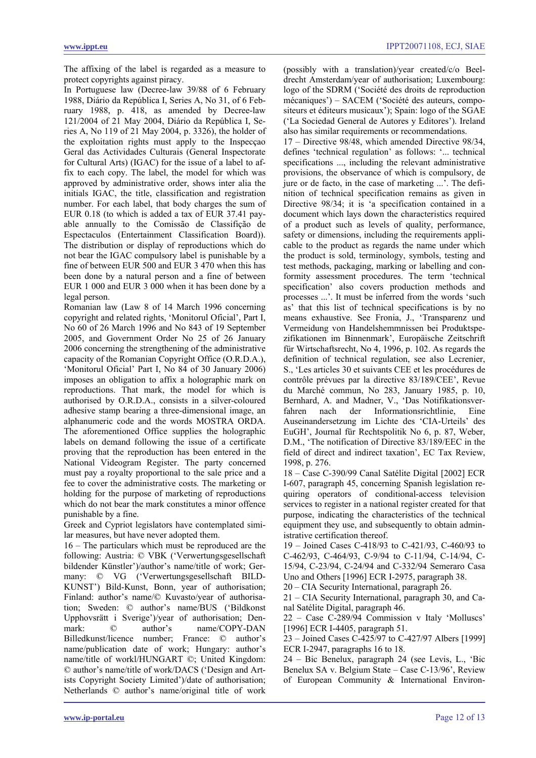The affixing of the label is regarded as a measure to protect copyrights against piracy.

In Portuguese law (Decree-law 39/88 of 6 February 1988, Diário da República I, Series A, No 31, of 6 February 1988, p. 418, as amended by Decree-law 121/2004 of 21 May 2004, Diário da República I, Series A, No 119 of 21 May 2004, p. 3326), the holder of the exploitation rights must apply to the Inspecçao Geral das Actividades Culturais (General Inspectorate for Cultural Arts) (IGAC) for the issue of a label to affix to each copy. The label, the model for which was approved by administrative order, shows inter alia the initials IGAC, the title, classification and registration number. For each label, that body charges the sum of EUR 0.18 (to which is added a tax of EUR 37.41 payable annually to the Comissão de Classifição de Espectaculos (Entertainment Classification Board)). The distribution or display of reproductions which do not bear the IGAC compulsory label is punishable by a fine of between EUR 500 and EUR 3 470 when this has been done by a natural person and a fine of between EUR 1 000 and EUR 3 000 when it has been done by a legal person.

Romanian law (Law 8 of 14 March 1996 concerning copyright and related rights, 'Monitorul Oficial', Part I, No 60 of 26 March 1996 and No 843 of 19 September 2005, and Government Order No 25 of 26 January 2006 concerning the strengthening of the administrative capacity of the Romanian Copyright Office (O.R.D.A.), 'Monitorul Oficial' Part I, No 84 of 30 January 2006) imposes an obligation to affix a holographic mark on reproductions. That mark, the model for which is authorised by O.R.D.A., consists in a silver-coloured adhesive stamp bearing a three-dimensional image, an alphanumeric code and the words MOSTRA ORDA. The aforementioned Office supplies the holographic labels on demand following the issue of a certificate proving that the reproduction has been entered in the National Videogram Register. The party concerned must pay a royalty proportional to the sale price and a fee to cover the administrative costs. The marketing or holding for the purpose of marketing of reproductions which do not bear the mark constitutes a minor offence punishable by a fine.

Greek and Cypriot legislators have contemplated similar measures, but have never adopted them.

16 – The particulars which must be reproduced are the following: Austria: © VBK ('Verwertungsgesellschaft bildender Künstler')/author's name/title of work; Germany: © VG ('Verwertungsgesellschaft BILD-KUNST') Bild-Kunst, Bonn, year of authorisation; Finland: author's name/© Kuvasto/year of authorisation; Sweden: © author's name/BUS ('Bildkonst Upphovsrätt i Sverige')/year of authorisation; Denmark: © author's name/COPY-DAN Billedkunst/licence number; France: © author's name/publication date of work; Hungary: author's name/title of workl/HUNGART ©; United Kingdom: © author's name/title of work/DACS ('Design and Artists Copyright Society Limited')/date of authorisation; Netherlands © author's name/original title of work (possibly with a translation)/year created/c/o Beeldrecht Amsterdam/year of authorisation; Luxembourg: logo of the SDRM ('Société des droits de reproduction mécaniques') – SACEM ('Société des auteurs, compositeurs et éditeurs musicaux'); Spain: logo of the SGAE ('La Sociedad General de Autores y Editores'). Ireland also has similar requirements or recommendations.

17 – Directive 98/48, which amended Directive 98/34, defines 'technical regulation' as follows: '... technical specifications ..., including the relevant administrative provisions, the observance of which is compulsory, de jure or de facto, in the case of marketing ...'. The definition of technical specification remains as given in Directive 98/34; it is 'a specification contained in a document which lays down the characteristics required of a product such as levels of quality, performance, safety or dimensions, including the requirements applicable to the product as regards the name under which the product is sold, terminology, symbols, testing and test methods, packaging, marking or labelling and conformity assessment procedures. The term 'technical specification' also covers production methods and processes ...'. It must be inferred from the words 'such as' that this list of technical specifications is by no means exhaustive. See Fronia, J., 'Transparenz und Vermeidung von Handelshemmnissen bei Produktspezifikationen im Binnenmarkt', Europäische Zeitschrift für Wirtschaftsrecht, No 4, 1996, p. 102. As regards the definition of technical regulation, see also Lecrenier, S., 'Les articles 30 et suivants CEE et les procédures de contrôle prévues par la directive 83/189/CEE', Revue du Marché commun, No 283, January 1985, p. 10, Bernhard, A. and Madner, V., 'Das Notifikationsverfahren nach der Informationsrichtlinie, Eine Auseinandersetzung im Lichte des 'CIA-Urteils' des EuGH', Journal für Rechtspolitik No 6, p. 87, Weber, D.M., 'The notification of Directive 83/189/EEC in the field of direct and indirect taxation', EC Tax Review, 1998, p. 276.

18 – Case C-390/99 Canal Satélite Digital [2002] ECR I-607, paragraph 45, concerning Spanish legislation requiring operators of conditional-access television services to register in a national register created for that purpose, indicating the characteristics of the technical equipment they use, and subsequently to obtain administrative certification thereof.

19 – Joined Cases C-418/93 to C-421/93, C-460/93 to C-462/93, C-464/93, C-9/94 to C-11/94, C-14/94, C-15/94, C-23/94, C-24/94 and C-332/94 Semeraro Casa Uno and Others [1996] ECR I-2975, paragraph 38.

20 – CIA Security International, paragraph 26.

21 – CIA Security International, paragraph 30, and Canal Satélite Digital, paragraph 46.

22 – Case C-289/94 Commission v Italy 'Molluscs' [1996] ECR I-4405, paragraph 51.

23 – Joined Cases C-425/97 to C-427/97 Albers [1999] ECR I-2947, paragraphs 16 to 18.

24 – Bic Benelux, paragraph 24 (see Levis, L., 'Bic Benelux SA v. Belgium State – Case C-13/96', Review of European Community & International Environ-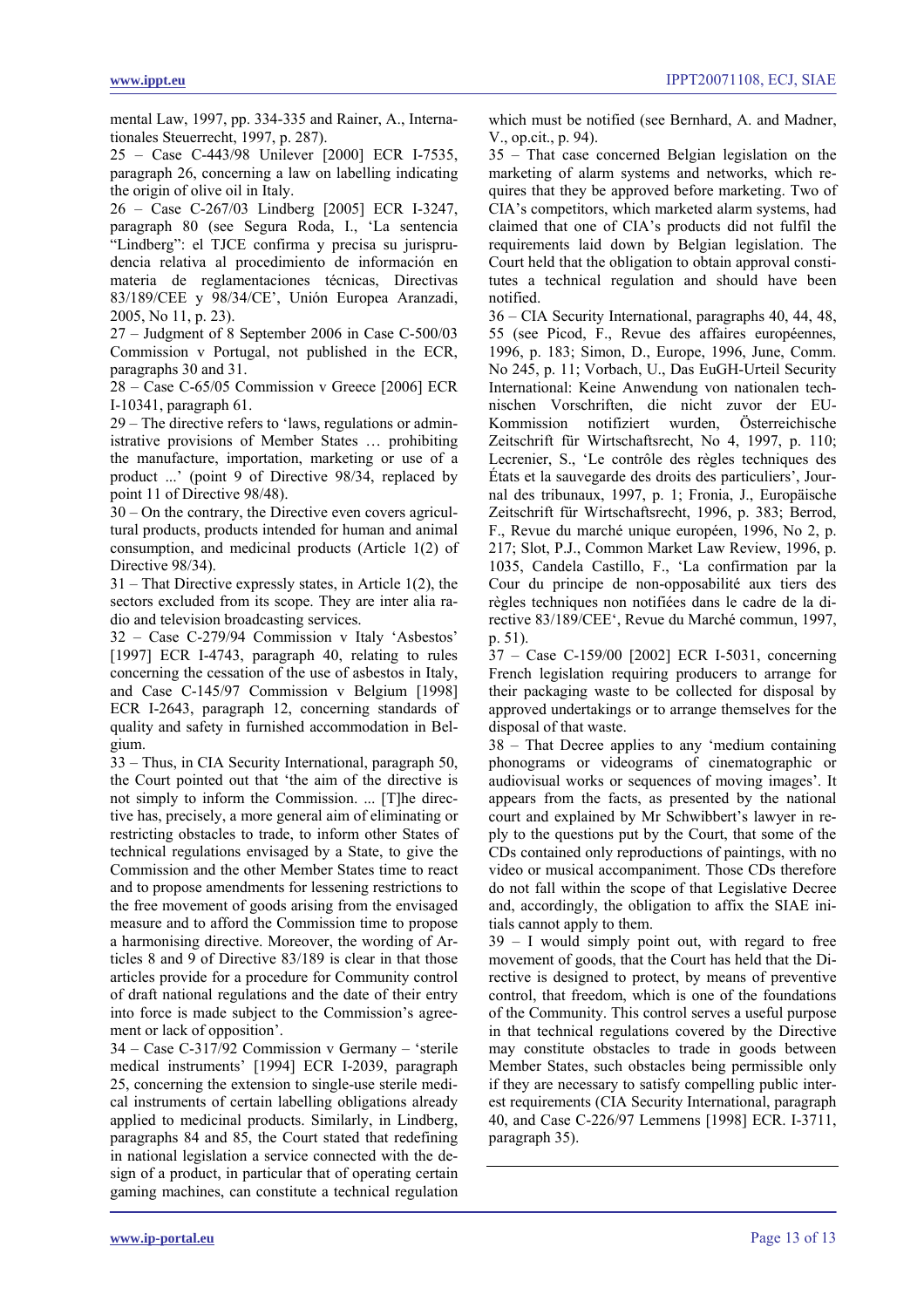mental Law, 1997, pp. 334-335 and Rainer, A., Internationales Steuerrecht, 1997, p. 287).

25 – Case C-443/98 Unilever [2000] ECR I-7535, paragraph 26, concerning a law on labelling indicating the origin of olive oil in Italy.

26 – Case C-267/03 Lindberg [2005] ECR I-3247, paragraph 80 (see Segura Roda, I., 'La sentencia "Lindberg": el TJCE confirma y precisa su jurisprudencia relativa al procedimiento de información en materia de reglamentaciones técnicas, Directivas 83/189/CEE y 98/34/CE', Unión Europea Aranzadi, 2005, No 11, p. 23).

27 – Judgment of 8 September 2006 in Case C-500/03 Commission v Portugal, not published in the ECR, paragraphs 30 and 31.

28 – Case C-65/05 Commission v Greece [2006] ECR I-10341, paragraph 61.

29 – The directive refers to 'laws, regulations or administrative provisions of Member States … prohibiting the manufacture, importation, marketing or use of a product ...' (point 9 of Directive 98/34, replaced by point 11 of Directive 98/48).

30 – On the contrary, the Directive even covers agricultural products, products intended for human and animal consumption, and medicinal products (Article 1(2) of Directive 98/34).

31 – That Directive expressly states, in Article 1(2), the sectors excluded from its scope. They are inter alia radio and television broadcasting services.

32 – Case C-279/94 Commission v Italy 'Asbestos' [1997] ECR I-4743, paragraph 40, relating to rules concerning the cessation of the use of asbestos in Italy, and Case C-145/97 Commission v Belgium [1998] ECR I-2643, paragraph 12, concerning standards of quality and safety in furnished accommodation in Belgium.

33 – Thus, in CIA Security International, paragraph 50, the Court pointed out that 'the aim of the directive is not simply to inform the Commission. ... [T]he directive has, precisely, a more general aim of eliminating or restricting obstacles to trade, to inform other States of technical regulations envisaged by a State, to give the Commission and the other Member States time to react and to propose amendments for lessening restrictions to the free movement of goods arising from the envisaged measure and to afford the Commission time to propose a harmonising directive. Moreover, the wording of Articles 8 and 9 of Directive 83/189 is clear in that those articles provide for a procedure for Community control of draft national regulations and the date of their entry into force is made subject to the Commission's agreement or lack of opposition'.

34 – Case C-317/92 Commission v Germany – 'sterile medical instruments' [1994] ECR I-2039, paragraph 25, concerning the extension to single-use sterile medical instruments of certain labelling obligations already applied to medicinal products. Similarly, in Lindberg, paragraphs 84 and 85, the Court stated that redefining in national legislation a service connected with the design of a product, in particular that of operating certain gaming machines, can constitute a technical regulation which must be notified (see Bernhard, A. and Madner, V., op.cit., p. 94).

35 – That case concerned Belgian legislation on the marketing of alarm systems and networks, which requires that they be approved before marketing. Two of CIA's competitors, which marketed alarm systems, had claimed that one of CIA's products did not fulfil the requirements laid down by Belgian legislation. The Court held that the obligation to obtain approval constitutes a technical regulation and should have been notified.

36 – CIA Security International, paragraphs 40, 44, 48, 55 (see Picod, F., Revue des affaires européennes, 1996, p. 183; Simon, D., Europe, 1996, June, Comm. No 245, p. 11; Vorbach, U., Das EuGH-Urteil Security International: Keine Anwendung von nationalen technischen Vorschriften, die nicht zuvor der EU-Kommission notifiziert wurden, Österreichische Zeitschrift für Wirtschaftsrecht, No 4, 1997, p. 110; Lecrenier, S., 'Le contrôle des règles techniques des États et la sauvegarde des droits des particuliers', Journal des tribunaux, 1997, p. 1; Fronia, J., Europäische Zeitschrift für Wirtschaftsrecht, 1996, p. 383; Berrod, F., Revue du marché unique européen, 1996, No 2, p. 217; Slot, P.J., Common Market Law Review, 1996, p. 1035, Candela Castillo, F., 'La confirmation par la Cour du principe de non-opposabilité aux tiers des règles techniques non notifiées dans le cadre de la directive 83/189/CEE', Revue du Marché commun, 1997, p. 51).

37 – Case C-159/00 [2002] ECR I-5031, concerning French legislation requiring producers to arrange for their packaging waste to be collected for disposal by approved undertakings or to arrange themselves for the disposal of that waste.

38 – That Decree applies to any 'medium containing phonograms or videograms of cinematographic or audiovisual works or sequences of moving images'. It appears from the facts, as presented by the national court and explained by Mr Schwibbert's lawyer in reply to the questions put by the Court, that some of the CDs contained only reproductions of paintings, with no video or musical accompaniment. Those CDs therefore do not fall within the scope of that Legislative Decree and, accordingly, the obligation to affix the SIAE initials cannot apply to them.

39 – I would simply point out, with regard to free movement of goods, that the Court has held that the Directive is designed to protect, by means of preventive control, that freedom, which is one of the foundations of the Community. This control serves a useful purpose in that technical regulations covered by the Directive may constitute obstacles to trade in goods between Member States, such obstacles being permissible only if they are necessary to satisfy compelling public interest requirements (CIA Security International, paragraph 40, and Case C-226/97 Lemmens [1998] ECR. I-3711, paragraph 35).